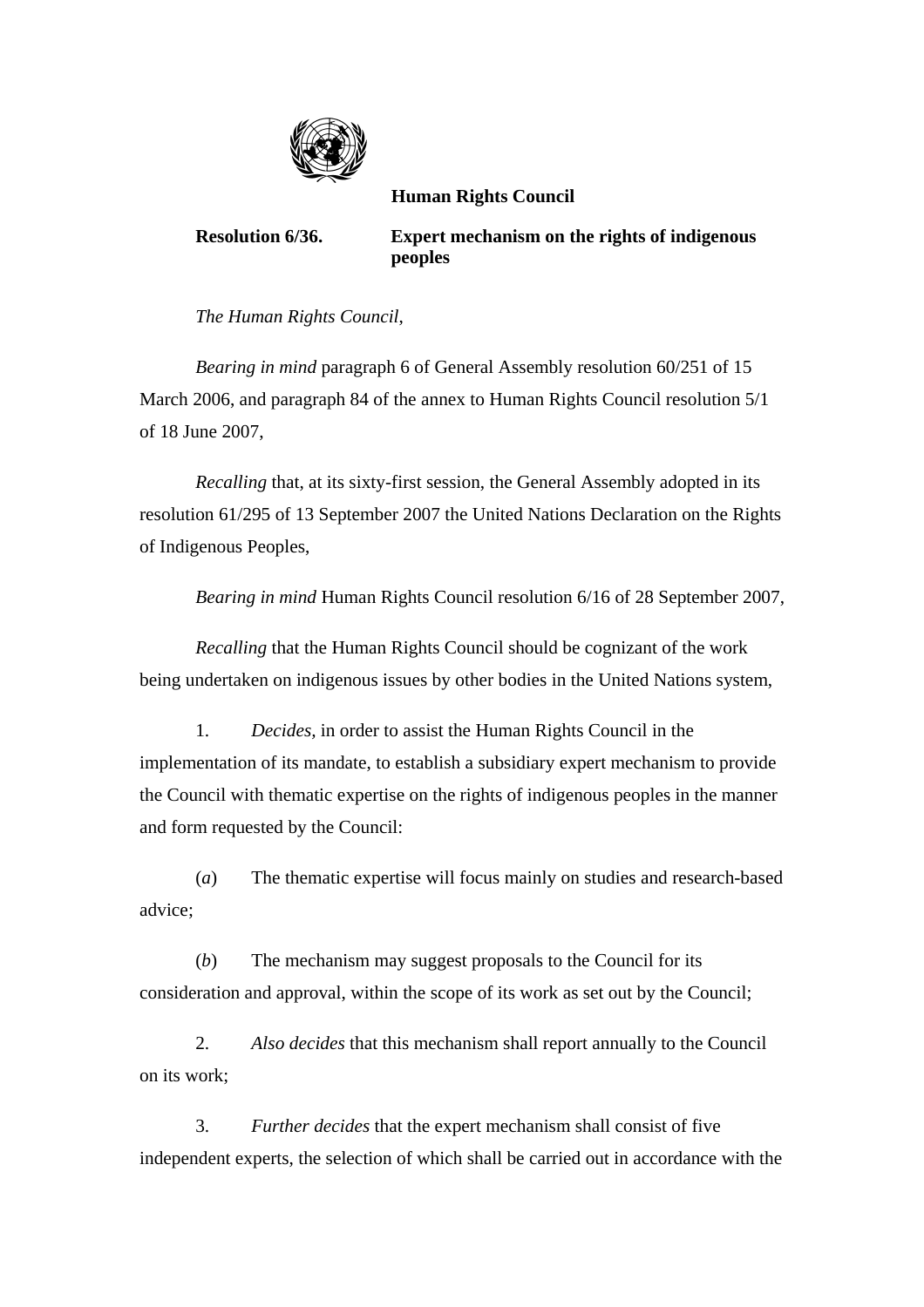**Human Rights Council**

**Resolution 6/36. Expert mechanism on the rights of indigenous peoples**

*The Human Rights Council,*

*Bearing in mind* paragraph 6 of General Assembly resolution 60/251 of 15 March 2006, and paragraph 84 of the annex to Human Rights Council resolution 5/1 of 18 June 2007,

*Recalling* that, at its sixty-first session, the General Assembly adopted in its resolution 61/295 of 13 September 2007 the United Nations Declaration on the Rights of Indigenous Peoples,

*Bearing in mind* Human Rights Council resolution 6/16 of 28 September 2007,

*Recalling* that the Human Rights Council should be cognizant of the work being undertaken on indigenous issues by other bodies in the United Nations system,

1. *Decides,* in order to assist the Human Rights Council in the implementation of its mandate, to establish a subsidiary expert mechanism to provide the Council with thematic expertise on the rights of indigenous peoples in the manner and form requested by the Council:

(*a*) The thematic expertise will focus mainly on studies and research-based advice;

(*b*) The mechanism may suggest proposals to the Council for its consideration and approval, within the scope of its work as set out by the Council;

2. *Also decides* that this mechanism shall report annually to the Council on its work;

3. *Further decides* that the expert mechanism shall consist of five independent experts, the selection of which shall be carried out in accordance with the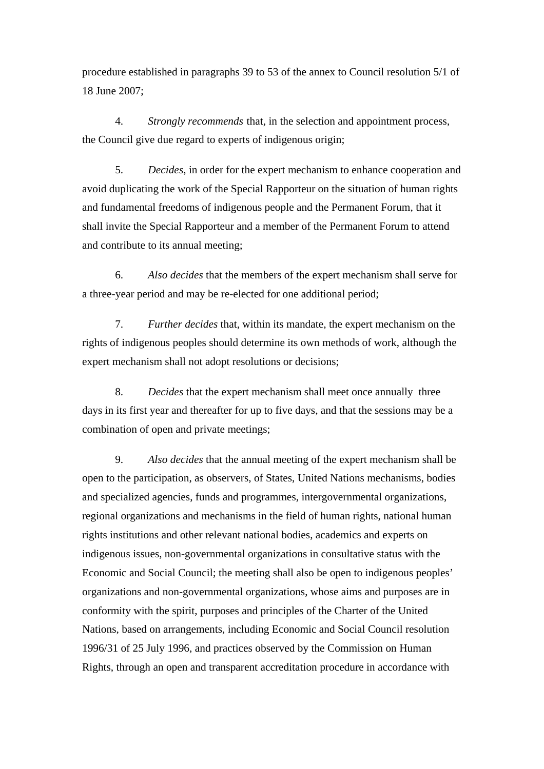procedure established in paragraphs 39 to 53 of the annex to Council resolution 5/1 of 18 June 2007;

4. *Strongly recommends* that, in the selection and appointment process, the Council give due regard to experts of indigenous origin;

5. *Decides*, in order for the expert mechanism to enhance cooperation and avoid duplicating the work of the Special Rapporteur on the situation of human rights and fundamental freedoms of indigenous people and the Permanent Forum, that it shall invite the Special Rapporteur and a member of the Permanent Forum to attend and contribute to its annual meeting;

6. *Also decides* that the members of the expert mechanism shall serve for a three-year period and may be re-elected for one additional period;

7. *Further decides* that, within its mandate, the expert mechanism on the rights of indigenous peoples should determine its own methods of work, although the expert mechanism shall not adopt resolutions or decisions;

8. *Decides* that the expert mechanism shall meet once annually  three days in its first year and thereafter for up to five days, and that the sessions may be a combination of open and private meetings;

9. *Also decides* that the annual meeting of the expert mechanism shall be open to the participation, as observers, of States, United Nations mechanisms, bodies and specialized agencies, funds and programmes, intergovernmental organizations, regional organizations and mechanisms in the field of human rights, national human rights institutions and other relevant national bodies, academics and experts on indigenous issues, non-governmental organizations in consultative status with the Economic and Social Council; the meeting shall also be open to indigenous peoples' organizations and non-governmental organizations, whose aims and purposes are in conformity with the spirit, purposes and principles of the Charter of the United Nations, based on arrangements, including Economic and Social Council resolution 1996/31 of 25 July 1996, and practices observed by the Commission on Human Rights, through an open and transparent accreditation procedure in accordance with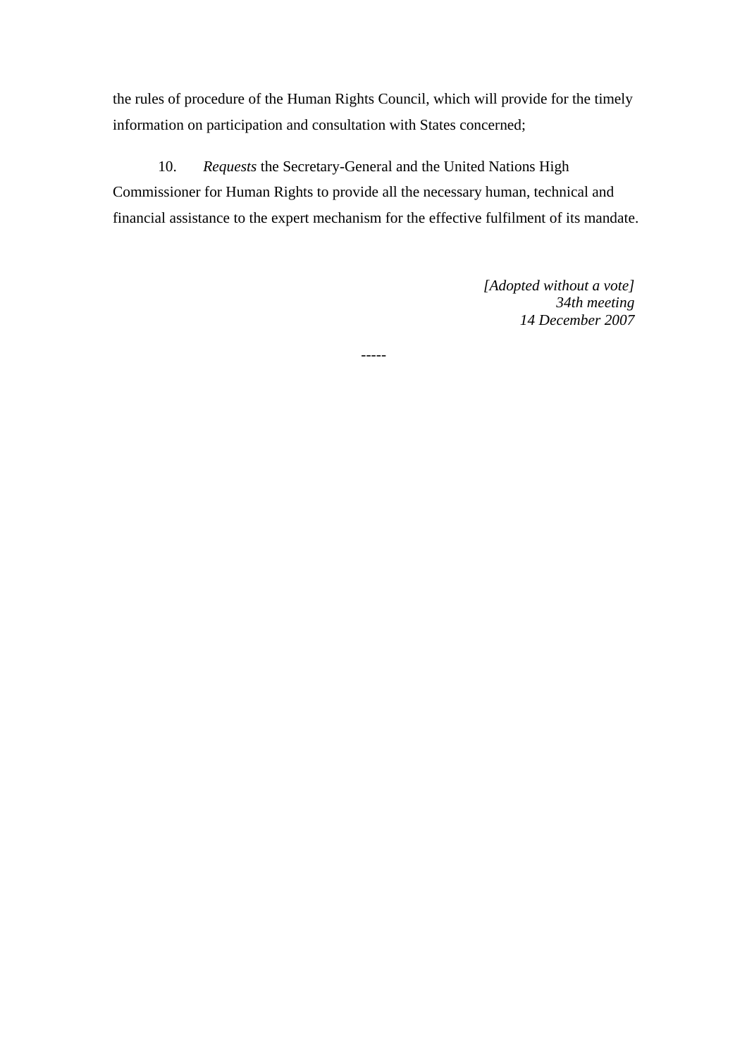the rules of procedure of the Human Rights Council, which will provide for the timely information on participation and consultation with States concerned;

10. *Requests* the Secretary-General and the United Nations High Commissioner for Human Rights to provide all the necessary human, technical and financial assistance to the expert mechanism for the effective fulfilment of its mandate.

*[Adopted without a vote]*
*34th meeting*
*14 December 2007*

-----